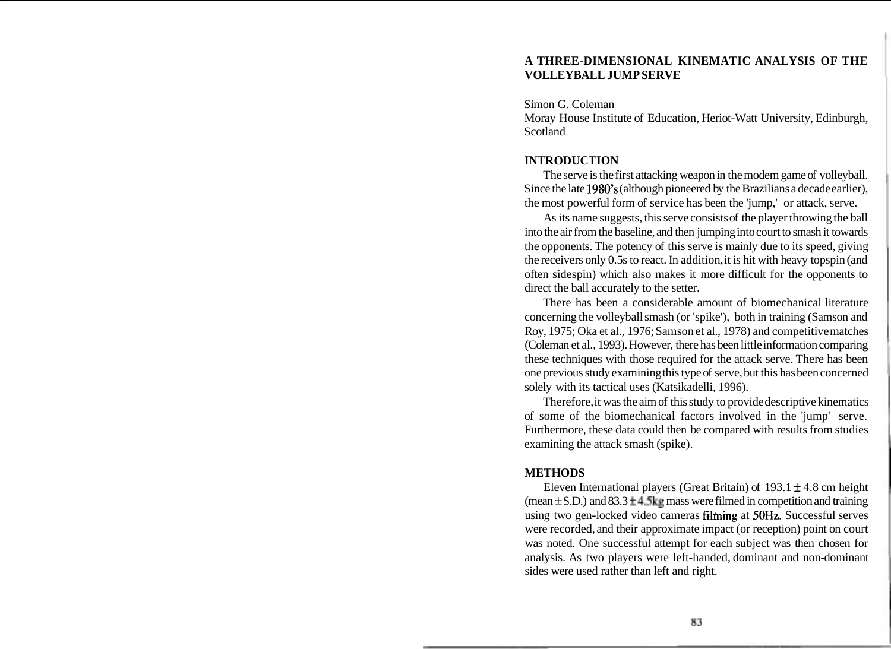# A THREE-DIMENSIONAL KINEMATIC ANALYSIS OF THE VOLLEYBALL JUMP SERVE

Simon G. Coleman
Moray House Institute of Education, Heriot-Watt University, Edinburgh, Scotland

## INTRODUCTION

The serve is the first attacking weapon in the modem game of volleyball. Since the late 1980's (although pioneered by the Brazilians a decade earlier), the most powerful form of service has been the 'jump,' or attack, serve.

As its name suggests, this serve consists of the player throwing the ball into the air from the baseline, and then jumping into court to smash it towards the opponents. The potency of this serve is mainly due to its speed, giving the receivers only 0.5s to react. In addition, it is hit with heavy topspin (and often sidespin) which also makes it more difficult for the opponents to direct the ball accurately to the setter.

There has been a considerable amount of biomechanical literature concerning the volleyball smash (or 'spike'), both in training (Samson and Roy, 1975; Oka et al., 1976; Samson et al., 1978) and competitive matches (Coleman et al., 1993). However, there has been little information comparing these techniques with those required for the attack serve. There has been one previous study examining this type of serve, but this has been concerned solely with its tactical uses (Katsikadelli, 1996).

Therefore, it was the aim of this study to provide descriptive kinematics of some of the biomechanical factors involved in the 'jump' serve. Furthermore, these data could then be compared with results from studies examining the attack smash (spike).

## METHODS

Eleven International players (Great Britain) of 193.1 $\pm$ 4.8 cm height (mean $\pm$ S.D.) and 83.3 $\pm$ 4.5kg mass were filmed in competition and training using two gen-locked video cameras filming at 50Hz. Successful serves were recorded, and their approximate impact (or reception) point on court was noted. One successful attempt for each subject was then chosen for analysis. As two players were left-handed, dominant and non-dominant sides were used rather than left and right.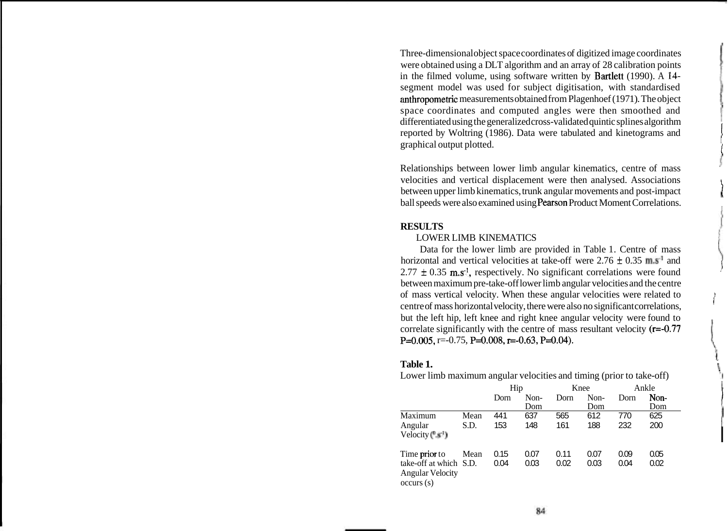Three-dimensional object space coordinates of digitized image coordinates were obtained using a DLT algorithm and an array of 28 calibration points in the filmed volume, using software written by Bartlett (1990). A 14-segment model was used for subject digitisation, with standardised anthropometric measurements obtained from Plagenhoef (1971). The object space coordinates and computed angles were then smoothed and differentiated using the generalized cross-validated quintic splines algorithm reported by Woltring (1986). Data were tabulated and kinetograms and graphical output plotted.

Relationships between lower limb angular kinematics, centre of mass velocities and vertical displacement were then analysed. Associations between upper limb kinematics, trunk angular movements and post-impact ball speeds were also examined using Pearson Product Moment Correlations.

## RESULTS

### LOWER LIMB KINEMATICS

Data for the lower limb are provided in Table 1. Centre of mass horizontal and vertical velocities at take-off were 2.76 ± 0.35 $m.s^{-1}$ and 2.77 ± 0.35 $m.s^{-1}$, respectively. No significant correlations were found between maximum pre-take-off lower limb angular velocities and the centre of mass vertical velocity. When these angular velocities were related to centre of mass horizontal velocity, there were also no significant correlations, but the left hip, left knee and right knee angular velocity were found to correlate significantly with the centre of mass resultant velocity ($r=-0.77$ $P=0.005$, $r=-0.75$, $P=0.008$, $r=-0.63$, $P=0.04$).

**Table 1.**

Lower limb maximum angular velocities and timing (prior to take-off)

| | | Hip | | Knee | | Ankle | |
|---|---|---|---|---|---|---|---|
| | | Dom | Non-Dom | Dom | Non-Dom | Dom | Non-Dom |
| Maximum Angular Velocity ($°.s^{-1}$) | Mean | 441 | 637 | 565 | 612 | 770 | 625 |
| | S.D. | 153 | 148 | 161 | 188 | 232 | 200 |
| Time prior to take-off at which Angular Velocity occurs (s) | Mean | 0.15 | 0.07 | 0.11 | 0.07 | 0.09 | 0.05 |
| | S.D. | 0.04 | 0.03 | 0.02 | 0.03 | 0.04 | 0.02 |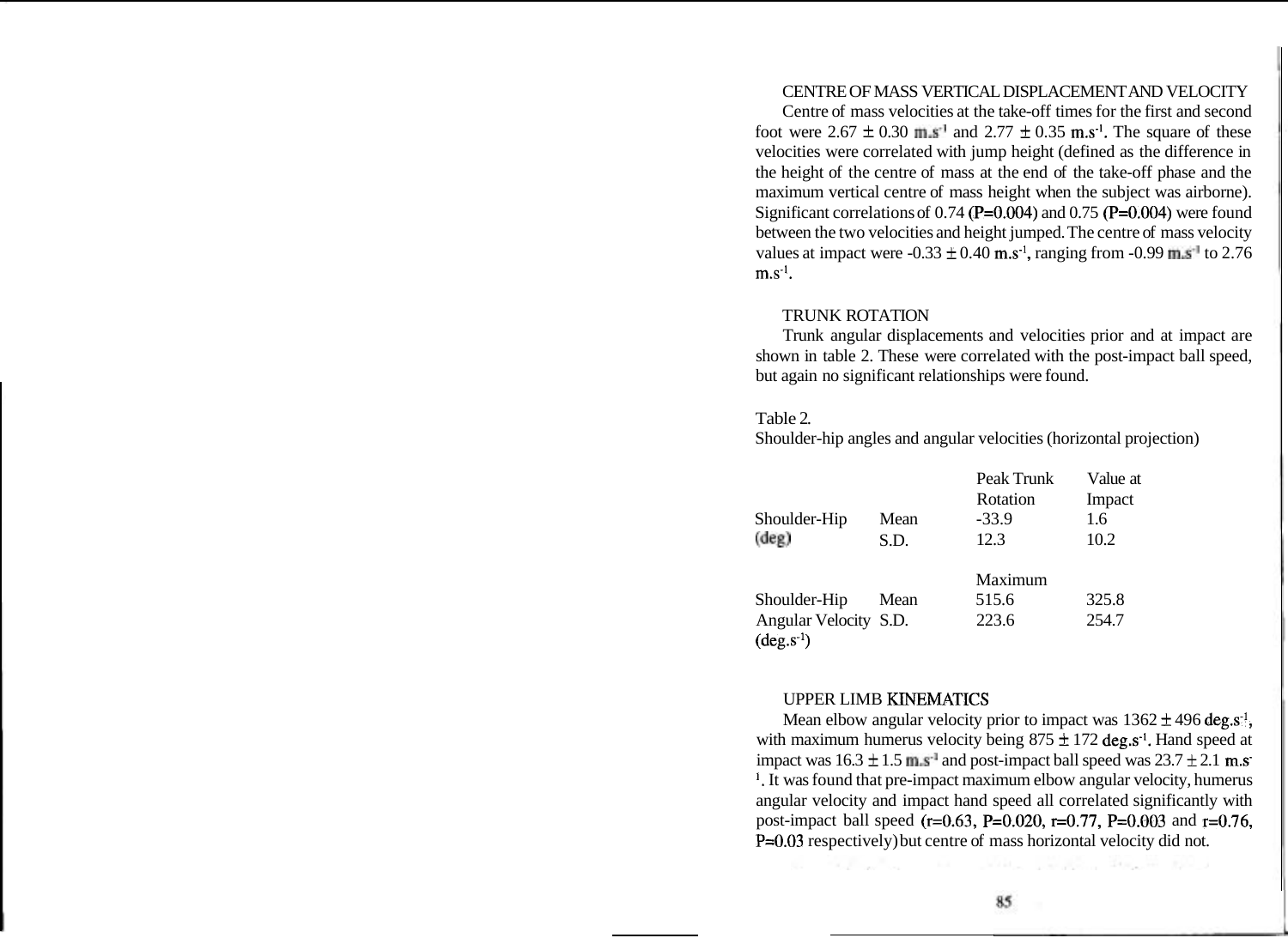## CENTRE OF MASS VERTICAL DISPLACEMENT AND VELOCITY

Centre of mass velocities at the take-off times for the first and second foot were 2.67 ± 0.30 $m.s^{-1}$ and 2.77 ± 0.35 $m.s^{-1}$. The square of these velocities were correlated with jump height (defined as the difference in the height of the centre of mass at the end of the take-off phase and the maximum vertical centre of mass height when the subject was airborne). Significant correlations of 0.74 ($P=0.004$) and 0.75 ($P=0.004$) were found between the two velocities and height jumped. The centre of mass velocity values at impact were -0.33 ± 0.40 $m.s^{-1}$, ranging from -0.99 $m.s^{-1}$ to 2.76 $m.s^{-1}$.

## TRUNK ROTATION

Trunk angular displacements and velocities prior and at impact are shown in table 2. These were correlated with the post-impact ball speed, but again no significant relationships were found.

Table 2.
Shoulder-hip angles and angular velocities (horizontal projection)

| | | Peak Trunk Rotation | Value at Impact |
|---|---|---|---|
| Shoulder-Hip (deg) | Mean | -33.9 | 1.6 |
| | S.D. | 12.3 | 10.2 |
| | | Maximum | |
| Shoulder-Hip Angular Velocity ($deg.s^{-1}$) | Mean | 515.6 | 325.8 |
| | S.D. | 223.6 | 254.7 |

## UPPER LIMB KINEMATICS

Mean elbow angular velocity prior to impact was 1362 ± 496 $deg.s^{-1}$, with maximum humerus velocity being 875 ± 172 $deg.s^{-1}$. Hand speed at impact was 16.3 ± 1.5 $m.s^{-1}$ and post-impact ball speed was 23.7 ± 2.1 $m.s^{-1}$. It was found that pre-impact maximum elbow angular velocity, humerus angular velocity and impact hand speed all correlated significantly with post-impact ball speed ($r=0.63$, $P=0.020$, $r=0.77$, $P=0.003$ and $r=0.76$, $P=0.03$ respectively) but centre of mass horizontal velocity did not.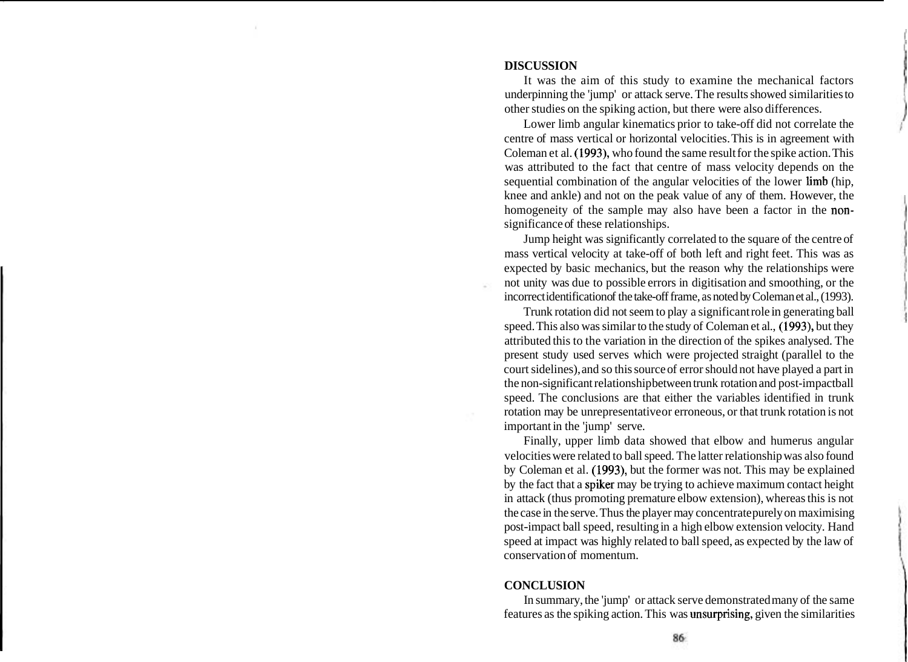## DISCUSSION

It was the aim of this study to examine the mechanical factors underpinning the 'jump' or attack serve. The results showed similarities to other studies on the spiking action, but there were also differences.

Lower limb angular kinematics prior to take-off did not correlate the centre of mass vertical or horizontal velocities. This is in agreement with Coleman et al. (1993), who found the same result for the spike action. This was attributed to the fact that centre of mass velocity depends on the sequential combination of the angular velocities of the lower limb (hip, knee and ankle) and not on the peak value of any of them. However, the homogeneity of the sample may also have been a factor in the non-significance of these relationships.

Jump height was significantly correlated to the square of the centre of mass vertical velocity at take-off of both left and right feet. This was as expected by basic mechanics, but the reason why the relationships were not unity was due to possible errors in digitisation and smoothing, or the incorrect identification of the take-off frame, as noted by Coleman et al., (1993).

Trunk rotation did not seem to play a significant role in generating ball speed. This also was similar to the study of Coleman et al., (1993), but they attributed this to the variation in the direction of the spikes analysed. The present study used serves which were projected straight (parallel to the court sidelines), and so this source of error should not have played a part in the non-significant relationship between trunk rotation and post-impact ball speed. The conclusions are that either the variables identified in trunk rotation may be unrepresentative or erroneous, or that trunk rotation is not important in the 'jump' serve.

Finally, upper limb data showed that elbow and humerus angular velocities were related to ball speed. The latter relationship was also found by Coleman et al. (1993), but the former was not. This may be explained by the fact that a spiker may be trying to achieve maximum contact height in attack (thus promoting premature elbow extension), whereas this is not the case in the serve. Thus the player may concentrate purely on maximising post-impact ball speed, resulting in a high elbow extension velocity. Hand speed at impact was highly related to ball speed, as expected by the law of conservation of momentum.

## CONCLUSION

In summary, the 'jump' or attack serve demonstrated many of the same features as the spiking action. This was unsurprising, given the similarities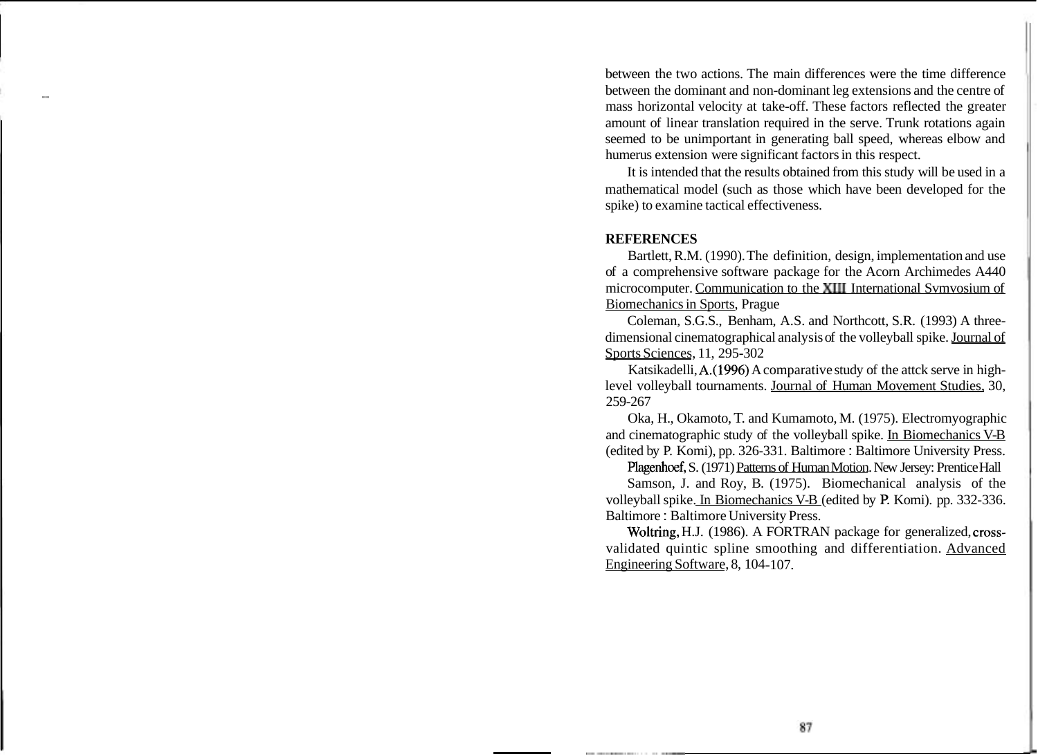between the two actions. The main differences were the time difference between the dominant and non-dominant leg extensions and the centre of mass horizontal velocity at take-off. These factors reflected the greater amount of linear translation required in the serve. Trunk rotations again seemed to be unimportant in generating ball speed, whereas elbow and humerus extension were significant factors in this respect.

It is intended that the results obtained from this study will be used in a mathematical model (such as those which have been developed for the spike) to examine tactical effectiveness.

**REFERENCES**

Bartlett, R.M. (1990). The definition, design, implementation and use of a comprehensive software package for the Acorn Archimedes A440 microcomputer. Communication to the XIII International Svmvosium of Biomechanics in Sports, Prague

Coleman, S.G.S., Benham, A.S. and Northcott, S.R. (1993) A three-dimensional cinematographical analysis of the volleyball spike. Journal of Sports Sciences, 11, 295-302

Katsikadelli, A.(1996) A comparative study of the attck serve in high-level volleyball tournaments. Journal of Human Movement Studies, 30, 259-267

Oka, H., Okamoto, T. and Kumamoto, M. (1975). Electromyographic and cinematographic study of the volleyball spike. In Biomechanics V-B (edited by P. Komi), pp. 326-331. Baltimore : Baltimore University Press.

Plagenhoef, S. (1971) Patterns of Human Motion. New Jersey: Prentice Hall

Samson, J. and Roy, B. (1975). Biomechanical analysis of the volleyball spike. In Biomechanics V-B (edited by P. Komi). pp. 332-336. Baltimore : Baltimore University Press.

Woltring, H.J. (1986). A FORTRAN package for generalized, cross-validated quintic spline smoothing and differentiation. Advanced Engineering Software, 8, 104-107.